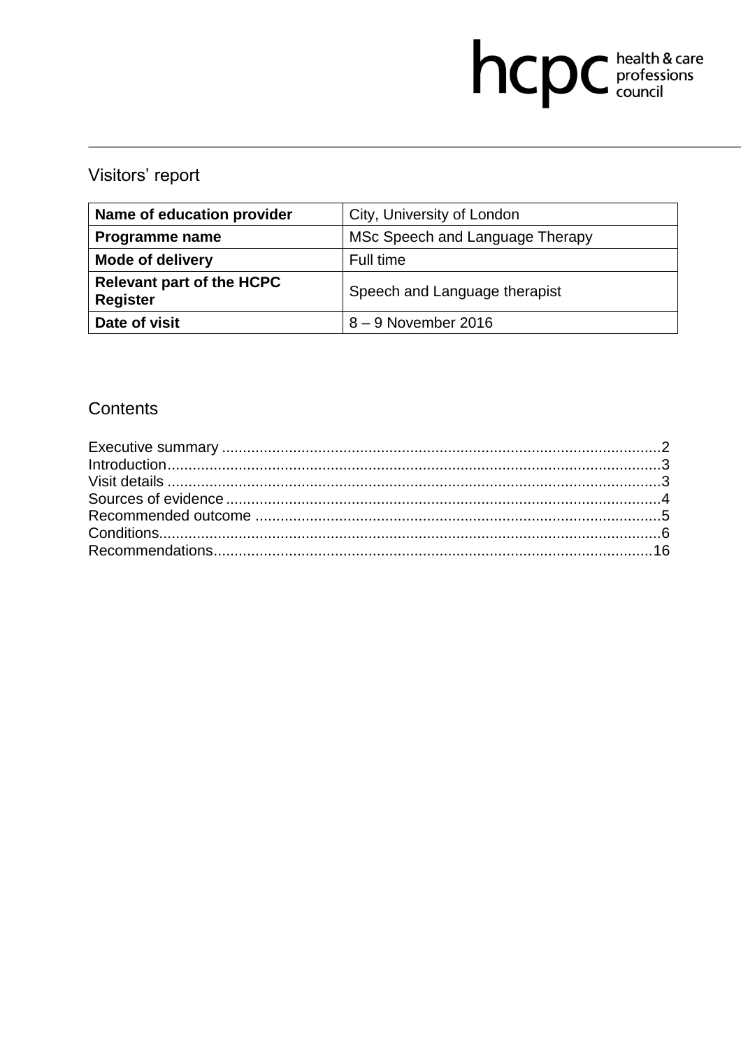hcpc health & care professions council

# Visitors' report

| Name of education provider | City, University of London |
|---|---|
| **Programme name** | MSc Speech and Language Therapy |
| **Mode of delivery** | Full time |
| **Relevant part of the HCPC Register** | Speech and Language therapist |
| **Date of visit** | 8 – 9 November 2016 |

## Contents

Executive summary ........................................................................................................2
Introduction.....................................................................................................................3
Visit details .....................................................................................................................3
Sources of evidence .......................................................................................................4
Recommended outcome ................................................................................................5
Conditions.......................................................................................................................6
Recommendations........................................................................................................16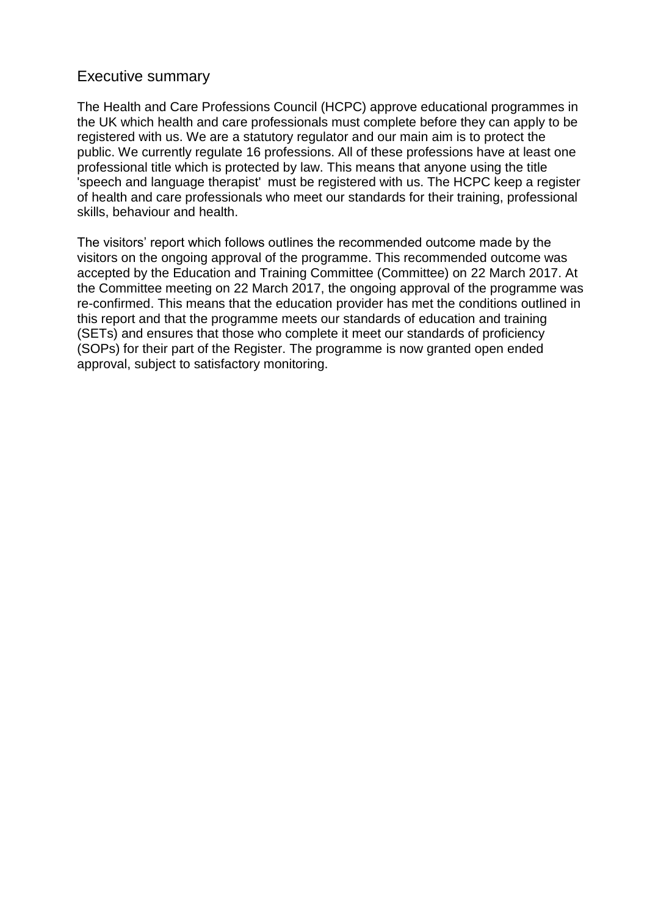## Executive summary

The Health and Care Professions Council (HCPC) approve educational programmes in the UK which health and care professionals must complete before they can apply to be registered with us. We are a statutory regulator and our main aim is to protect the public. We currently regulate 16 professions. All of these professions have at least one professional title which is protected by law. This means that anyone using the title 'speech and language therapist' must be registered with us. The HCPC keep a register of health and care professionals who meet our standards for their training, professional skills, behaviour and health.

The visitors' report which follows outlines the recommended outcome made by the visitors on the ongoing approval of the programme. This recommended outcome was accepted by the Education and Training Committee (Committee) on 22 March 2017. At the Committee meeting on 22 March 2017, the ongoing approval of the programme was re-confirmed. This means that the education provider has met the conditions outlined in this report and that the programme meets our standards of education and training (SETs) and ensures that those who complete it meet our standards of proficiency (SOPs) for their part of the Register. The programme is now granted open ended approval, subject to satisfactory monitoring.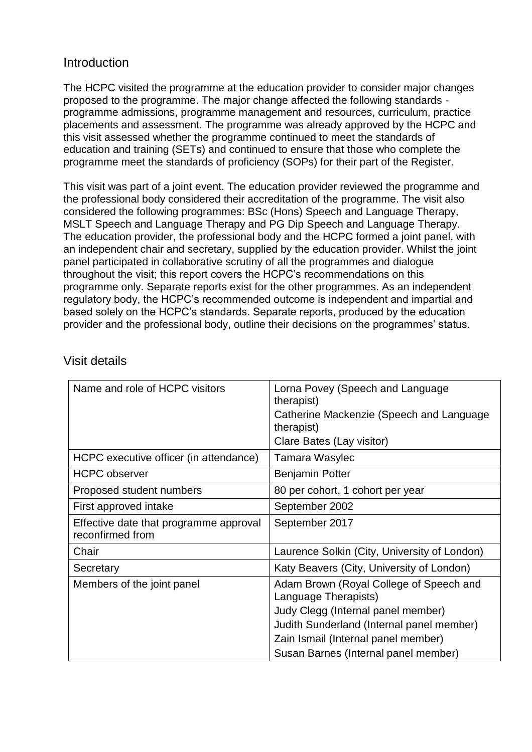## Introduction

The HCPC visited the programme at the education provider to consider major changes proposed to the programme. The major change affected the following standards - programme admissions, programme management and resources, curriculum, practice placements and assessment. The programme was already approved by the HCPC and this visit assessed whether the programme continued to meet the standards of education and training (SETs) and continued to ensure that those who complete the programme meet the standards of proficiency (SOPs) for their part of the Register.

This visit was part of a joint event. The education provider reviewed the programme and the professional body considered their accreditation of the programme. The visit also considered the following programmes: BSc (Hons) Speech and Language Therapy, MSLT Speech and Language Therapy and PG Dip Speech and Language Therapy. The education provider, the professional body and the HCPC formed a joint panel, with an independent chair and secretary, supplied by the education provider. Whilst the joint panel participated in collaborative scrutiny of all the programmes and dialogue throughout the visit; this report covers the HCPC's recommendations on this programme only. Separate reports exist for the other programmes. As an independent regulatory body, the HCPC's recommended outcome is independent and impartial and based solely on the HCPC's standards. Separate reports, produced by the education provider and the professional body, outline their decisions on the programmes' status.

## Visit details

| | |
|---|---|
| Name and role of HCPC visitors | Lorna Povey (Speech and Language therapist)<br>Catherine Mackenzie (Speech and Language therapist)<br>Clare Bates (Lay visitor) |
| HCPC executive officer (in attendance) | Tamara Wasylec |
| HCPC observer | Benjamin Potter |
| Proposed student numbers | 80 per cohort, 1 cohort per year |
| First approved intake | September 2002 |
| Effective date that programme approval reconfirmed from | September 2017 |
| Chair | Laurence Solkin (City, University of London) |
| Secretary | Katy Beavers (City, University of London) |
| Members of the joint panel | Adam Brown (Royal College of Speech and Language Therapists)<br>Judy Clegg (Internal panel member)<br>Judith Sunderland (Internal panel member)<br>Zain Ismail (Internal panel member)<br>Susan Barnes (Internal panel member) |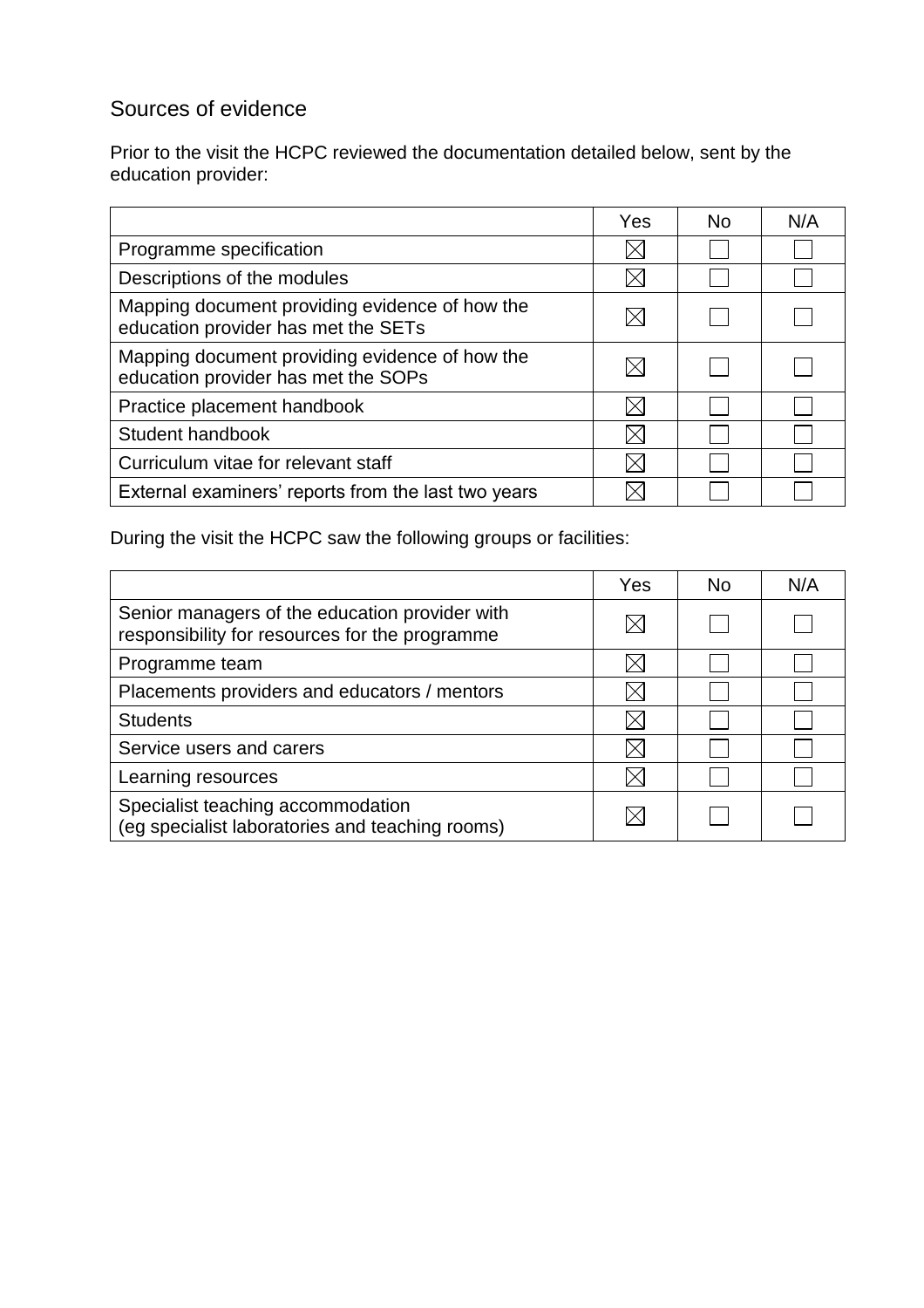## Sources of evidence

Prior to the visit the HCPC reviewed the documentation detailed below, sent by the education provider:

| | Yes | No | N/A |
|---|---|---|---|
| Programme specification | ☒ | ☐ | ☐ |
| Descriptions of the modules | ☒ | ☐ | ☐ |
| Mapping document providing evidence of how the education provider has met the SETs | ☒ | ☐ | ☐ |
| Mapping document providing evidence of how the education provider has met the SOPs | ☒ | ☐ | ☐ |
| Practice placement handbook | ☒ | ☐ | ☐ |
| Student handbook | ☒ | ☐ | ☐ |
| Curriculum vitae for relevant staff | ☒ | ☐ | ☐ |
| External examiners' reports from the last two years | ☒ | ☐ | ☐ |

During the visit the HCPC saw the following groups or facilities:

| | Yes | No | N/A |
|---|---|---|---|
| Senior managers of the education provider with responsibility for resources for the programme | ☒ | ☐ | ☐ |
| Programme team | ☒ | ☐ | ☐ |
| Placements providers and educators / mentors | ☒ | ☐ | ☐ |
| Students | ☒ | ☐ | ☐ |
| Service users and carers | ☒ | ☐ | ☐ |
| Learning resources | ☒ | ☐ | ☐ |
| Specialist teaching accommodation (eg specialist laboratories and teaching rooms) | ☒ | ☐ | ☐ |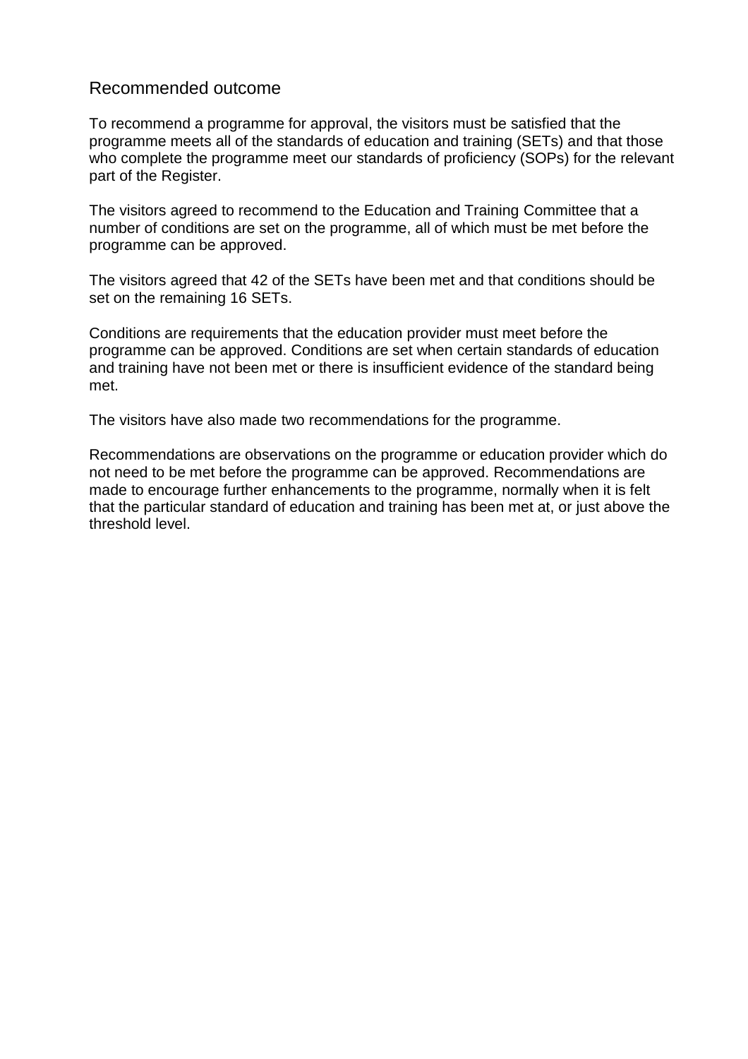## Recommended outcome

To recommend a programme for approval, the visitors must be satisfied that the programme meets all of the standards of education and training (SETs) and that those who complete the programme meet our standards of proficiency (SOPs) for the relevant part of the Register.

The visitors agreed to recommend to the Education and Training Committee that a number of conditions are set on the programme, all of which must be met before the programme can be approved.

The visitors agreed that 42 of the SETs have been met and that conditions should be set on the remaining 16 SETs.

Conditions are requirements that the education provider must meet before the programme can be approved. Conditions are set when certain standards of education and training have not been met or there is insufficient evidence of the standard being met.

The visitors have also made two recommendations for the programme.

Recommendations are observations on the programme or education provider which do not need to be met before the programme can be approved. Recommendations are made to encourage further enhancements to the programme, normally when it is felt that the particular standard of education and training has been met at, or just above the threshold level.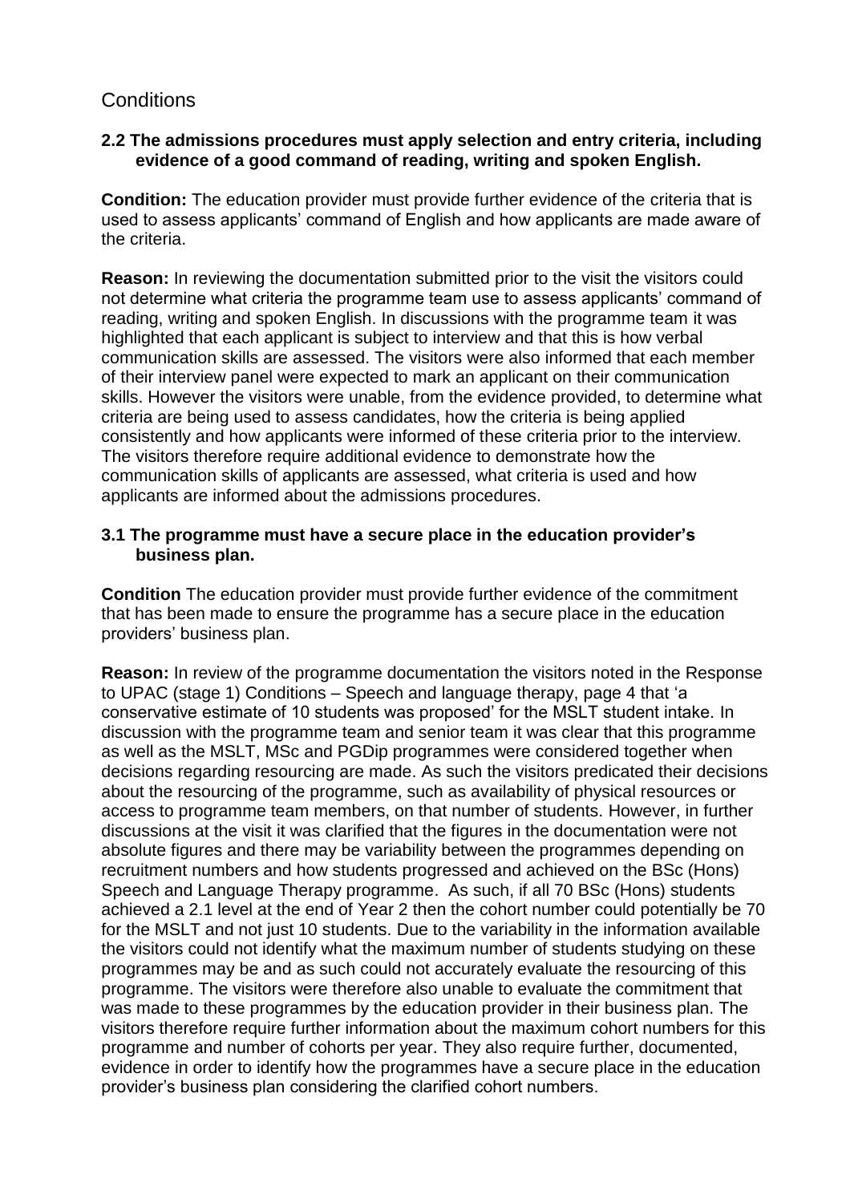## Conditions

**2.2 The admissions procedures must apply selection and entry criteria, including evidence of a good command of reading, writing and spoken English.**

**Condition:** The education provider must provide further evidence of the criteria that is used to assess applicants' command of English and how applicants are made aware of the criteria.

**Reason:** In reviewing the documentation submitted prior to the visit the visitors could not determine what criteria the programme team use to assess applicants' command of reading, writing and spoken English. In discussions with the programme team it was highlighted that each applicant is subject to interview and that this is how verbal communication skills are assessed. The visitors were also informed that each member of their interview panel were expected to mark an applicant on their communication skills. However the visitors were unable, from the evidence provided, to determine what criteria are being used to assess candidates, how the criteria is being applied consistently and how applicants were informed of these criteria prior to the interview. The visitors therefore require additional evidence to demonstrate how the communication skills of applicants are assessed, what criteria is used and how applicants are informed about the admissions procedures.

**3.1 The programme must have a secure place in the education provider's business plan.**

**Condition** The education provider must provide further evidence of the commitment that has been made to ensure the programme has a secure place in the education providers' business plan.

**Reason:** In review of the programme documentation the visitors noted in the Response to UPAC (stage 1) Conditions – Speech and language therapy, page 4 that 'a conservative estimate of 10 students was proposed' for the MSLT student intake. In discussion with the programme team and senior team it was clear that this programme as well as the MSLT, MSc and PGDip programmes were considered together when decisions regarding resourcing are made. As such the visitors predicated their decisions about the resourcing of the programme, such as availability of physical resources or access to programme team members, on that number of students. However, in further discussions at the visit it was clarified that the figures in the documentation were not absolute figures and there may be variability between the programmes depending on recruitment numbers and how students progressed and achieved on the BSc (Hons) Speech and Language Therapy programme. As such, if all 70 BSc (Hons) students achieved a 2.1 level at the end of Year 2 then the cohort number could potentially be 70 for the MSLT and not just 10 students. Due to the variability in the information available the visitors could not identify what the maximum number of students studying on these programmes may be and as such could not accurately evaluate the resourcing of this programme. The visitors were therefore also unable to evaluate the commitment that was made to these programmes by the education provider in their business plan. The visitors therefore require further information about the maximum cohort numbers for this programme and number of cohorts per year. They also require further, documented, evidence in order to identify how the programmes have a secure place in the education provider's business plan considering the clarified cohort numbers.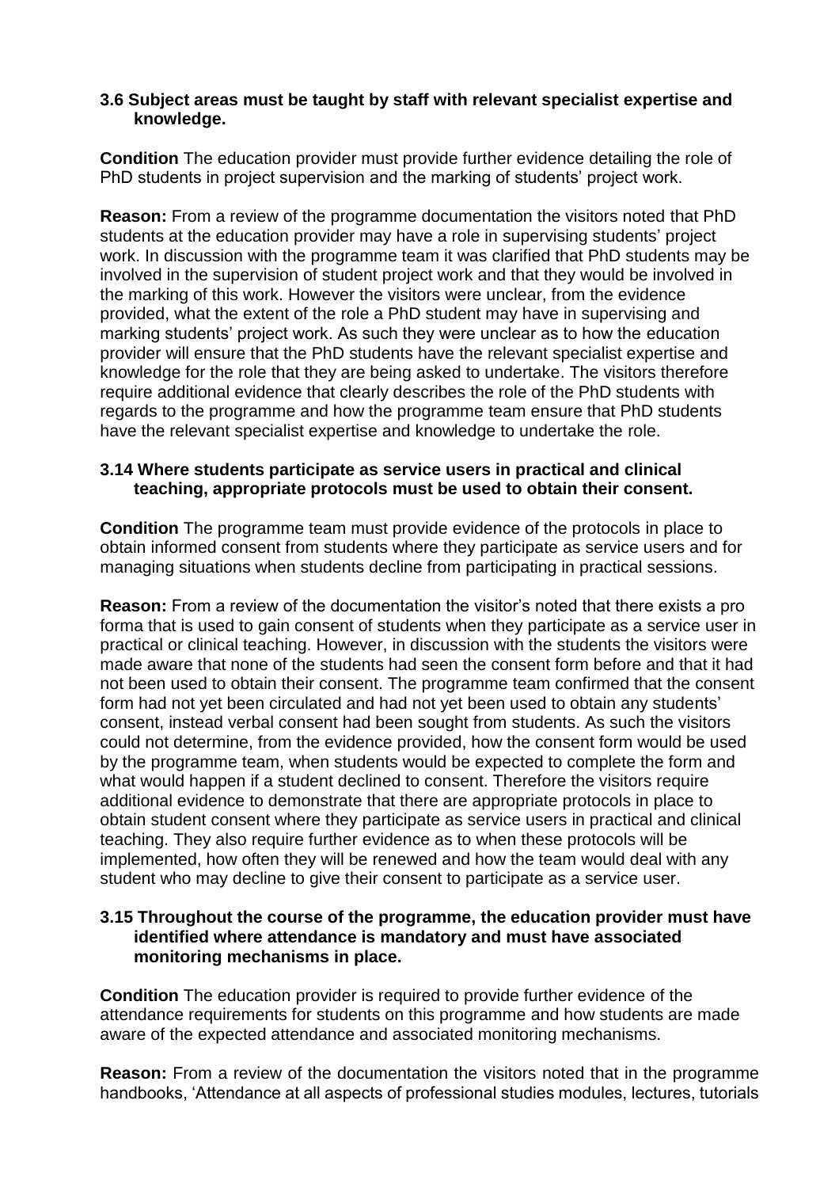**3.6 Subject areas must be taught by staff with relevant specialist expertise and knowledge.**

**Condition** The education provider must provide further evidence detailing the role of PhD students in project supervision and the marking of students' project work.

**Reason:** From a review of the programme documentation the visitors noted that PhD students at the education provider may have a role in supervising students' project work. In discussion with the programme team it was clarified that PhD students may be involved in the supervision of student project work and that they would be involved in the marking of this work. However the visitors were unclear, from the evidence provided, what the extent of the role a PhD student may have in supervising and marking students' project work. As such they were unclear as to how the education provider will ensure that the PhD students have the relevant specialist expertise and knowledge for the role that they are being asked to undertake. The visitors therefore require additional evidence that clearly describes the role of the PhD students with regards to the programme and how the programme team ensure that PhD students have the relevant specialist expertise and knowledge to undertake the role.

**3.14 Where students participate as service users in practical and clinical teaching, appropriate protocols must be used to obtain their consent.**

**Condition** The programme team must provide evidence of the protocols in place to obtain informed consent from students where they participate as service users and for managing situations when students decline from participating in practical sessions.

**Reason:** From a review of the documentation the visitor's noted that there exists a pro forma that is used to gain consent of students when they participate as a service user in practical or clinical teaching. However, in discussion with the students the visitors were made aware that none of the students had seen the consent form before and that it had not been used to obtain their consent. The programme team confirmed that the consent form had not yet been circulated and had not yet been used to obtain any students' consent, instead verbal consent had been sought from students. As such the visitors could not determine, from the evidence provided, how the consent form would be used by the programme team, when students would be expected to complete the form and what would happen if a student declined to consent. Therefore the visitors require additional evidence to demonstrate that there are appropriate protocols in place to obtain student consent where they participate as service users in practical and clinical teaching. They also require further evidence as to when these protocols will be implemented, how often they will be renewed and how the team would deal with any student who may decline to give their consent to participate as a service user.

**3.15 Throughout the course of the programme, the education provider must have identified where attendance is mandatory and must have associated monitoring mechanisms in place.**

**Condition** The education provider is required to provide further evidence of the attendance requirements for students on this programme and how students are made aware of the expected attendance and associated monitoring mechanisms.

**Reason:** From a review of the documentation the visitors noted that in the programme handbooks, 'Attendance at all aspects of professional studies modules, lectures, tutorials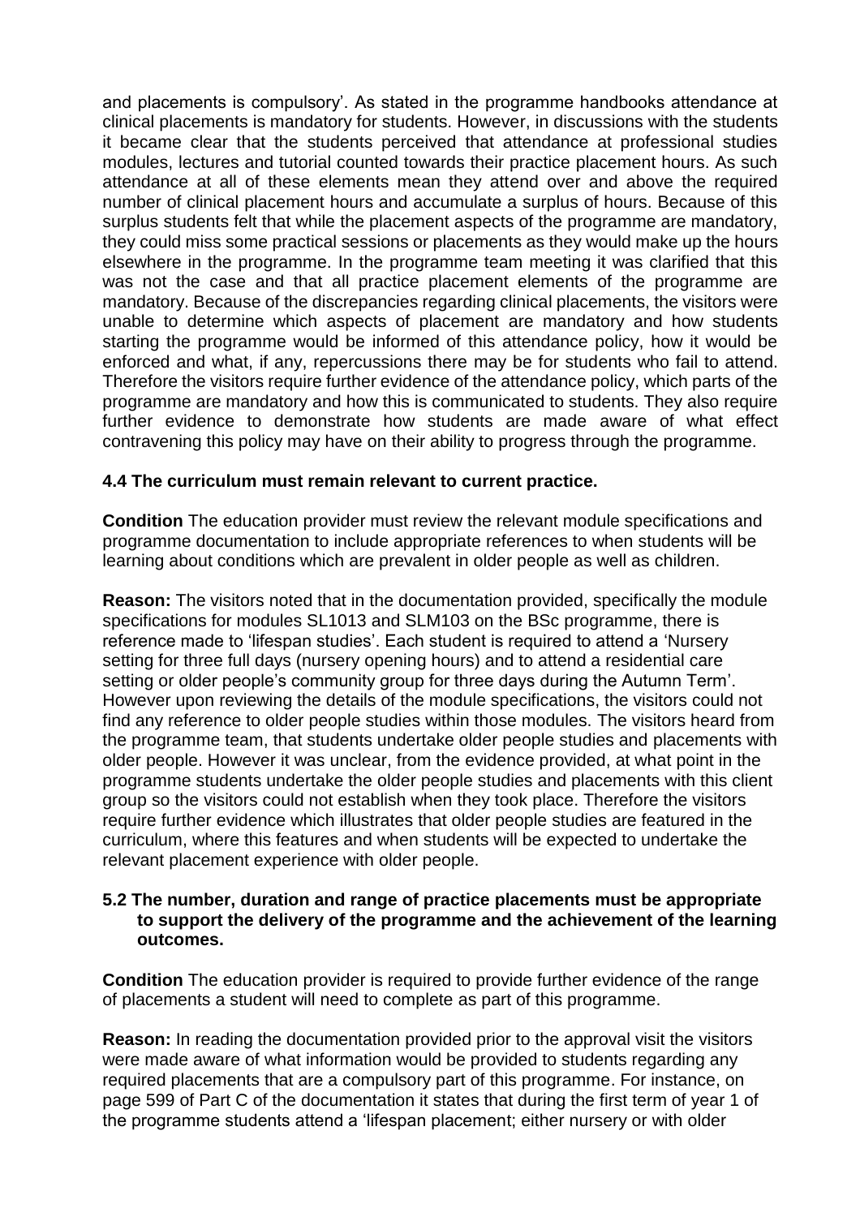and placements is compulsory'. As stated in the programme handbooks attendance at clinical placements is mandatory for students. However, in discussions with the students it became clear that the students perceived that attendance at professional studies modules, lectures and tutorial counted towards their practice placement hours. As such attendance at all of these elements mean they attend over and above the required number of clinical placement hours and accumulate a surplus of hours. Because of this surplus students felt that while the placement aspects of the programme are mandatory, they could miss some practical sessions or placements as they would make up the hours elsewhere in the programme. In the programme team meeting it was clarified that this was not the case and that all practice placement elements of the programme are mandatory. Because of the discrepancies regarding clinical placements, the visitors were unable to determine which aspects of placement are mandatory and how students starting the programme would be informed of this attendance policy, how it would be enforced and what, if any, repercussions there may be for students who fail to attend. Therefore the visitors require further evidence of the attendance policy, which parts of the programme are mandatory and how this is communicated to students. They also require further evidence to demonstrate how students are made aware of what effect contravening this policy may have on their ability to progress through the programme.

**4.4 The curriculum must remain relevant to current practice.**

**Condition** The education provider must review the relevant module specifications and programme documentation to include appropriate references to when students will be learning about conditions which are prevalent in older people as well as children.

**Reason:** The visitors noted that in the documentation provided, specifically the module specifications for modules SL1013 and SLM103 on the BSc programme, there is reference made to 'lifespan studies'. Each student is required to attend a 'Nursery setting for three full days (nursery opening hours) and to attend a residential care setting or older people's community group for three days during the Autumn Term'. However upon reviewing the details of the module specifications, the visitors could not find any reference to older people studies within those modules. The visitors heard from the programme team, that students undertake older people studies and placements with older people. However it was unclear, from the evidence provided, at what point in the programme students undertake the older people studies and placements with this client group so the visitors could not establish when they took place. Therefore the visitors require further evidence which illustrates that older people studies are featured in the curriculum, where this features and when students will be expected to undertake the relevant placement experience with older people.

**5.2 The number, duration and range of practice placements must be appropriate to support the delivery of the programme and the achievement of the learning outcomes.**

**Condition** The education provider is required to provide further evidence of the range of placements a student will need to complete as part of this programme.

**Reason:** In reading the documentation provided prior to the approval visit the visitors were made aware of what information would be provided to students regarding any required placements that are a compulsory part of this programme. For instance, on page 599 of Part C of the documentation it states that during the first term of year 1 of the programme students attend a 'lifespan placement; either nursery or with older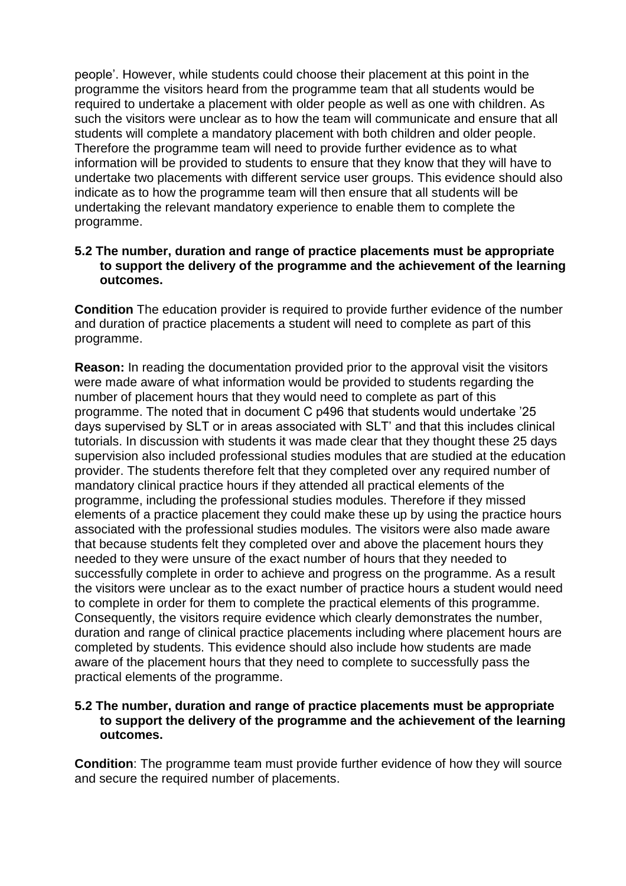people'. However, while students could choose their placement at this point in the programme the visitors heard from the programme team that all students would be required to undertake a placement with older people as well as one with children. As such the visitors were unclear as to how the team will communicate and ensure that all students will complete a mandatory placement with both children and older people. Therefore the programme team will need to provide further evidence as to what information will be provided to students to ensure that they know that they will have to undertake two placements with different service user groups. This evidence should also indicate as to how the programme team will then ensure that all students will be undertaking the relevant mandatory experience to enable them to complete the programme.

**5.2 The number, duration and range of practice placements must be appropriate to support the delivery of the programme and the achievement of the learning outcomes.**

**Condition** The education provider is required to provide further evidence of the number and duration of practice placements a student will need to complete as part of this programme.

**Reason:** In reading the documentation provided prior to the approval visit the visitors were made aware of what information would be provided to students regarding the number of placement hours that they would need to complete as part of this programme. The noted that in document C p496 that students would undertake '25 days supervised by SLT or in areas associated with SLT' and that this includes clinical tutorials. In discussion with students it was made clear that they thought these 25 days supervision also included professional studies modules that are studied at the education provider. The students therefore felt that they completed over any required number of mandatory clinical practice hours if they attended all practical elements of the programme, including the professional studies modules. Therefore if they missed elements of a practice placement they could make these up by using the practice hours associated with the professional studies modules. The visitors were also made aware that because students felt they completed over and above the placement hours they needed to they were unsure of the exact number of hours that they needed to successfully complete in order to achieve and progress on the programme. As a result the visitors were unclear as to the exact number of practice hours a student would need to complete in order for them to complete the practical elements of this programme. Consequently, the visitors require evidence which clearly demonstrates the number, duration and range of clinical practice placements including where placement hours are completed by students. This evidence should also include how students are made aware of the placement hours that they need to complete to successfully pass the practical elements of the programme.

**5.2 The number, duration and range of practice placements must be appropriate to support the delivery of the programme and the achievement of the learning outcomes.**

**Condition**: The programme team must provide further evidence of how they will source and secure the required number of placements.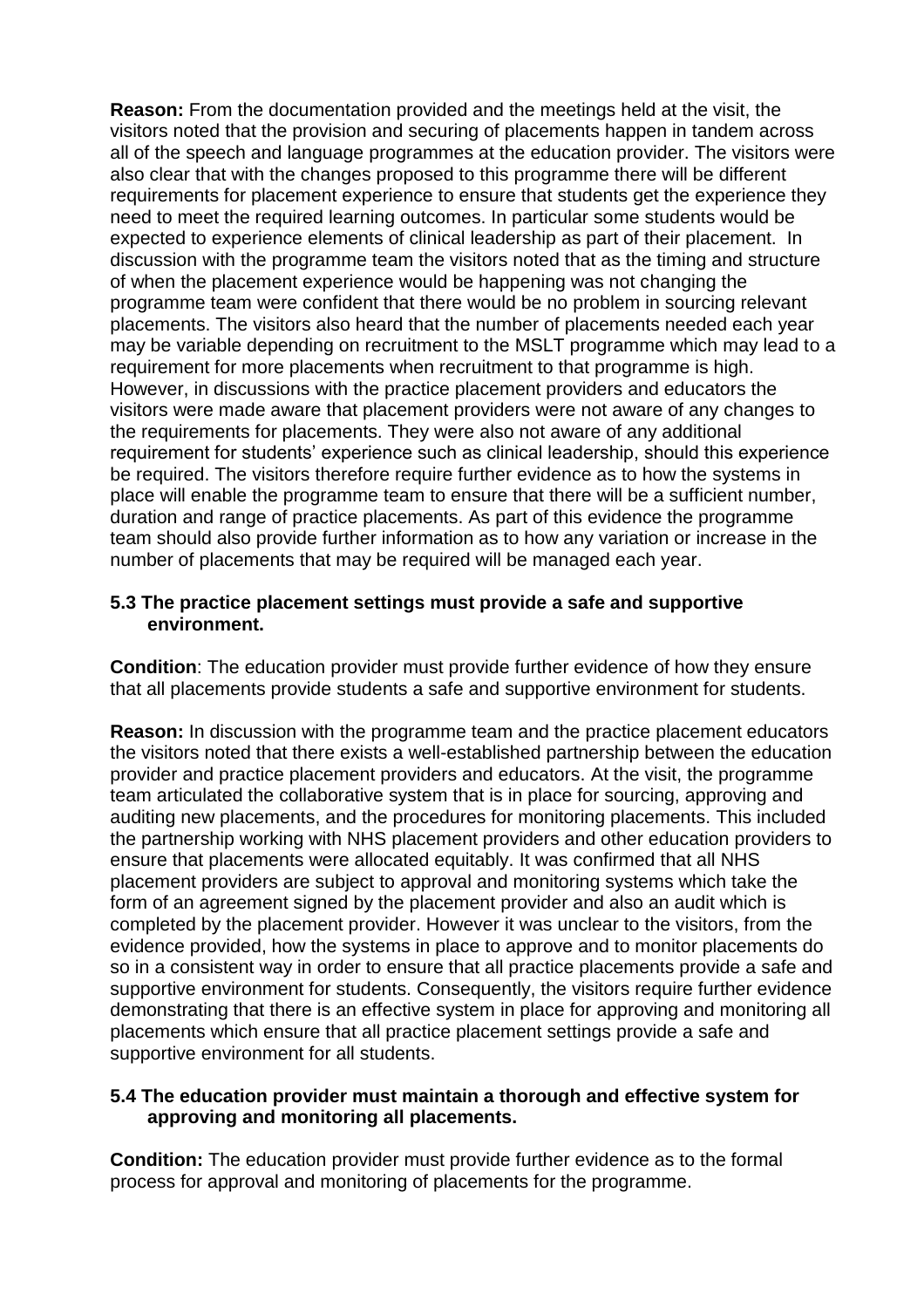**Reason:** From the documentation provided and the meetings held at the visit, the visitors noted that the provision and securing of placements happen in tandem across all of the speech and language programmes at the education provider. The visitors were also clear that with the changes proposed to this programme there will be different requirements for placement experience to ensure that students get the experience they need to meet the required learning outcomes. In particular some students would be expected to experience elements of clinical leadership as part of their placement. In discussion with the programme team the visitors noted that as the timing and structure of when the placement experience would be happening was not changing the programme team were confident that there would be no problem in sourcing relevant placements. The visitors also heard that the number of placements needed each year may be variable depending on recruitment to the MSLT programme which may lead to a requirement for more placements when recruitment to that programme is high. However, in discussions with the practice placement providers and educators the visitors were made aware that placement providers were not aware of any changes to the requirements for placements. They were also not aware of any additional requirement for students' experience such as clinical leadership, should this experience be required. The visitors therefore require further evidence as to how the systems in place will enable the programme team to ensure that there will be a sufficient number, duration and range of practice placements. As part of this evidence the programme team should also provide further information as to how any variation or increase in the number of placements that may be required will be managed each year.

**5.3 The practice placement settings must provide a safe and supportive environment.**

**Condition**: The education provider must provide further evidence of how they ensure that all placements provide students a safe and supportive environment for students.

**Reason:** In discussion with the programme team and the practice placement educators the visitors noted that there exists a well-established partnership between the education provider and practice placement providers and educators. At the visit, the programme team articulated the collaborative system that is in place for sourcing, approving and auditing new placements, and the procedures for monitoring placements. This included the partnership working with NHS placement providers and other education providers to ensure that placements were allocated equitably. It was confirmed that all NHS placement providers are subject to approval and monitoring systems which take the form of an agreement signed by the placement provider and also an audit which is completed by the placement provider. However it was unclear to the visitors, from the evidence provided, how the systems in place to approve and to monitor placements do so in a consistent way in order to ensure that all practice placements provide a safe and supportive environment for students. Consequently, the visitors require further evidence demonstrating that there is an effective system in place for approving and monitoring all placements which ensure that all practice placement settings provide a safe and supportive environment for all students.

**5.4 The education provider must maintain a thorough and effective system for approving and monitoring all placements.**

**Condition:** The education provider must provide further evidence as to the formal process for approval and monitoring of placements for the programme.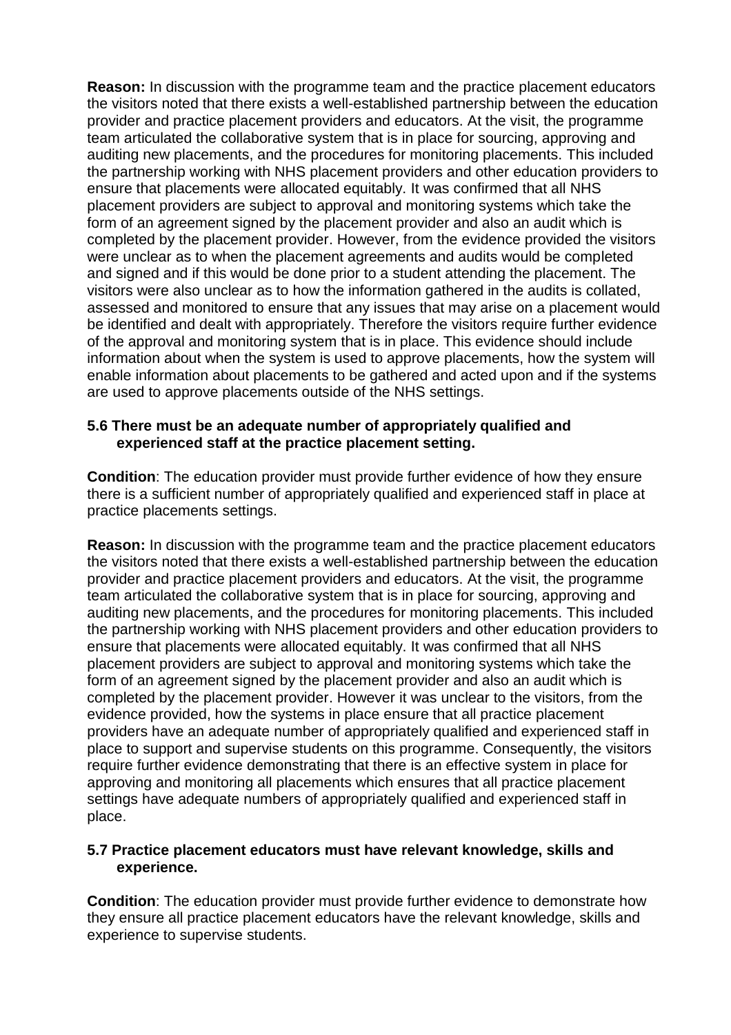**Reason:** In discussion with the programme team and the practice placement educators the visitors noted that there exists a well-established partnership between the education provider and practice placement providers and educators. At the visit, the programme team articulated the collaborative system that is in place for sourcing, approving and auditing new placements, and the procedures for monitoring placements. This included the partnership working with NHS placement providers and other education providers to ensure that placements were allocated equitably. It was confirmed that all NHS placement providers are subject to approval and monitoring systems which take the form of an agreement signed by the placement provider and also an audit which is completed by the placement provider. However, from the evidence provided the visitors were unclear as to when the placement agreements and audits would be completed and signed and if this would be done prior to a student attending the placement. The visitors were also unclear as to how the information gathered in the audits is collated, assessed and monitored to ensure that any issues that may arise on a placement would be identified and dealt with appropriately. Therefore the visitors require further evidence of the approval and monitoring system that is in place. This evidence should include information about when the system is used to approve placements, how the system will enable information about placements to be gathered and acted upon and if the systems are used to approve placements outside of the NHS settings.

**5.6 There must be an adequate number of appropriately qualified and experienced staff at the practice placement setting.**

**Condition**: The education provider must provide further evidence of how they ensure there is a sufficient number of appropriately qualified and experienced staff in place at practice placements settings.

**Reason:** In discussion with the programme team and the practice placement educators the visitors noted that there exists a well-established partnership between the education provider and practice placement providers and educators. At the visit, the programme team articulated the collaborative system that is in place for sourcing, approving and auditing new placements, and the procedures for monitoring placements. This included the partnership working with NHS placement providers and other education providers to ensure that placements were allocated equitably. It was confirmed that all NHS placement providers are subject to approval and monitoring systems which take the form of an agreement signed by the placement provider and also an audit which is completed by the placement provider. However it was unclear to the visitors, from the evidence provided, how the systems in place ensure that all practice placement providers have an adequate number of appropriately qualified and experienced staff in place to support and supervise students on this programme. Consequently, the visitors require further evidence demonstrating that there is an effective system in place for approving and monitoring all placements which ensures that all practice placement settings have adequate numbers of appropriately qualified and experienced staff in place.

**5.7 Practice placement educators must have relevant knowledge, skills and experience.**

**Condition**: The education provider must provide further evidence to demonstrate how they ensure all practice placement educators have the relevant knowledge, skills and experience to supervise students.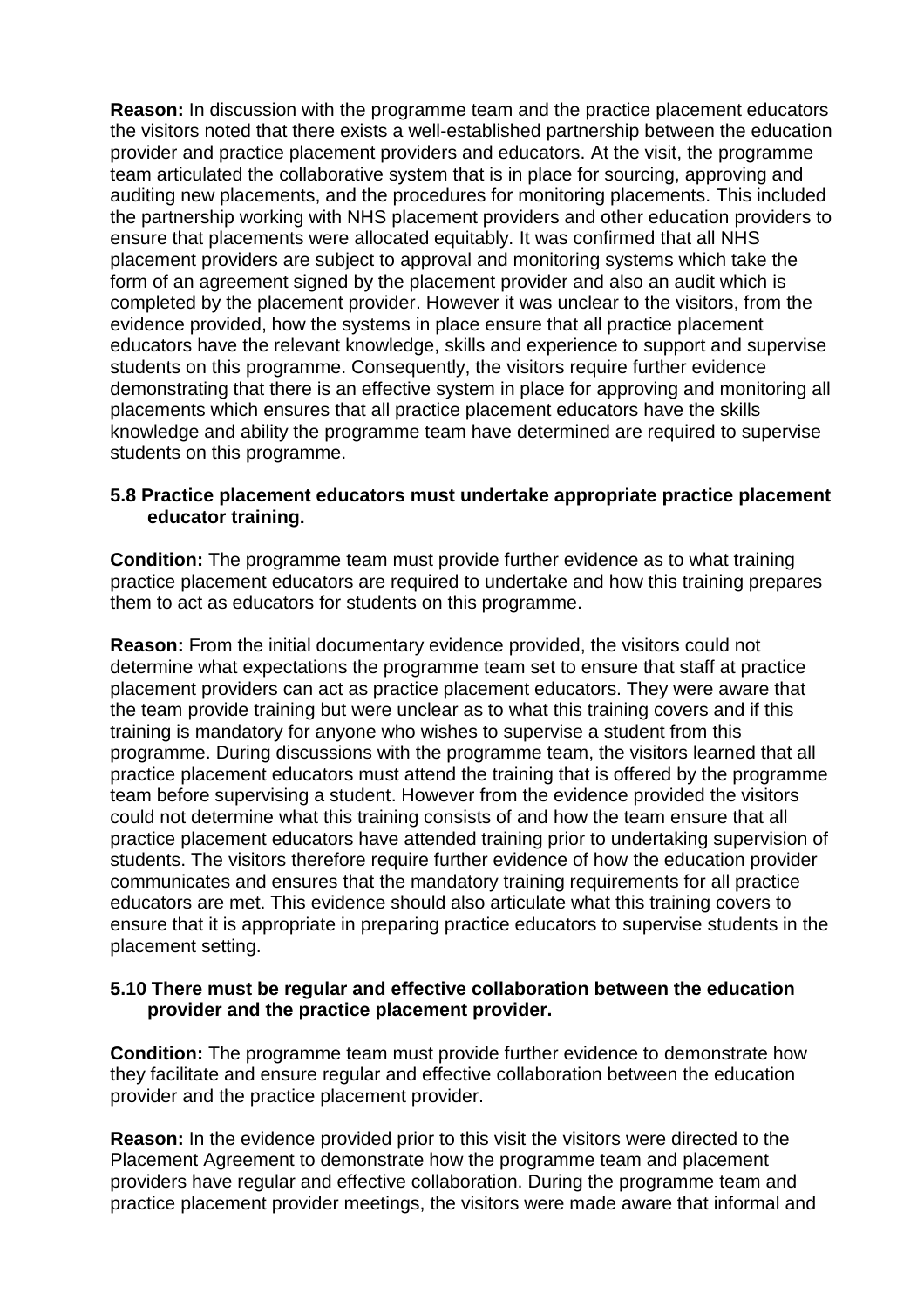**Reason:** In discussion with the programme team and the practice placement educators the visitors noted that there exists a well-established partnership between the education provider and practice placement providers and educators. At the visit, the programme team articulated the collaborative system that is in place for sourcing, approving and auditing new placements, and the procedures for monitoring placements. This included the partnership working with NHS placement providers and other education providers to ensure that placements were allocated equitably. It was confirmed that all NHS placement providers are subject to approval and monitoring systems which take the form of an agreement signed by the placement provider and also an audit which is completed by the placement provider. However it was unclear to the visitors, from the evidence provided, how the systems in place ensure that all practice placement educators have the relevant knowledge, skills and experience to support and supervise students on this programme. Consequently, the visitors require further evidence demonstrating that there is an effective system in place for approving and monitoring all placements which ensures that all practice placement educators have the skills knowledge and ability the programme team have determined are required to supervise students on this programme.

**5.8 Practice placement educators must undertake appropriate practice placement educator training.**

**Condition:** The programme team must provide further evidence as to what training practice placement educators are required to undertake and how this training prepares them to act as educators for students on this programme.

**Reason:** From the initial documentary evidence provided, the visitors could not determine what expectations the programme team set to ensure that staff at practice placement providers can act as practice placement educators. They were aware that the team provide training but were unclear as to what this training covers and if this training is mandatory for anyone who wishes to supervise a student from this programme. During discussions with the programme team, the visitors learned that all practice placement educators must attend the training that is offered by the programme team before supervising a student. However from the evidence provided the visitors could not determine what this training consists of and how the team ensure that all practice placement educators have attended training prior to undertaking supervision of students. The visitors therefore require further evidence of how the education provider communicates and ensures that the mandatory training requirements for all practice educators are met. This evidence should also articulate what this training covers to ensure that it is appropriate in preparing practice educators to supervise students in the placement setting.

**5.10 There must be regular and effective collaboration between the education provider and the practice placement provider.**

**Condition:** The programme team must provide further evidence to demonstrate how they facilitate and ensure regular and effective collaboration between the education provider and the practice placement provider.

**Reason:** In the evidence provided prior to this visit the visitors were directed to the Placement Agreement to demonstrate how the programme team and placement providers have regular and effective collaboration. During the programme team and practice placement provider meetings, the visitors were made aware that informal and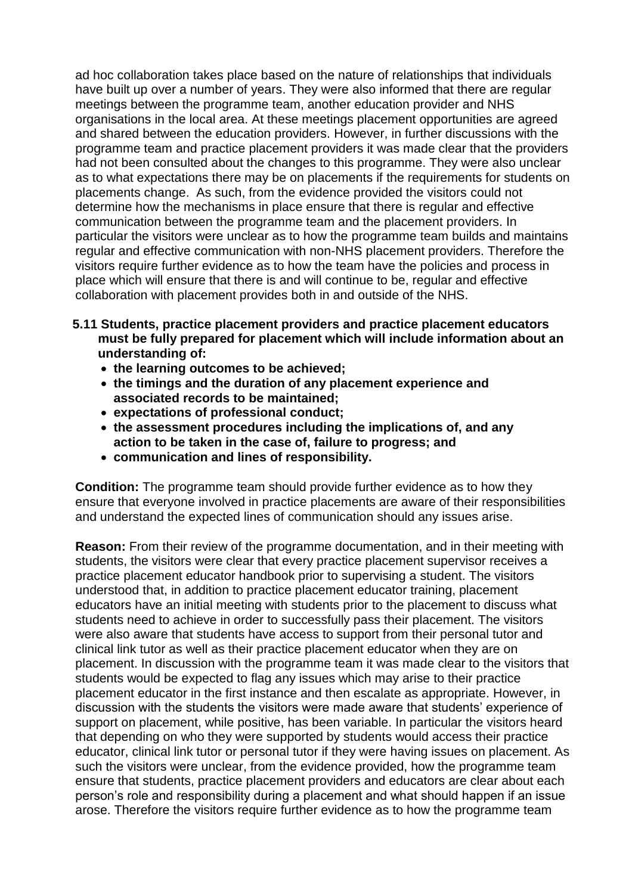ad hoc collaboration takes place based on the nature of relationships that individuals have built up over a number of years. They were also informed that there are regular meetings between the programme team, another education provider and NHS organisations in the local area. At these meetings placement opportunities are agreed and shared between the education providers. However, in further discussions with the programme team and practice placement providers it was made clear that the providers had not been consulted about the changes to this programme. They were also unclear as to what expectations there may be on placements if the requirements for students on placements change. As such, from the evidence provided the visitors could not determine how the mechanisms in place ensure that there is regular and effective communication between the programme team and the placement providers. In particular the visitors were unclear as to how the programme team builds and maintains regular and effective communication with non-NHS placement providers. Therefore the visitors require further evidence as to how the team have the policies and process in place which will ensure that there is and will continue to be, regular and effective collaboration with placement provides both in and outside of the NHS.

**5.11 Students, practice placement providers and practice placement educators must be fully prepared for placement which will include information about an understanding of:**

- **the learning outcomes to be achieved;**
- **the timings and the duration of any placement experience and associated records to be maintained;**
- **expectations of professional conduct;**
- **the assessment procedures including the implications of, and any action to be taken in the case of, failure to progress; and**
- **communication and lines of responsibility.**

**Condition:** The programme team should provide further evidence as to how they ensure that everyone involved in practice placements are aware of their responsibilities and understand the expected lines of communication should any issues arise.

**Reason:** From their review of the programme documentation, and in their meeting with students, the visitors were clear that every practice placement supervisor receives a practice placement educator handbook prior to supervising a student. The visitors understood that, in addition to practice placement educator training, placement educators have an initial meeting with students prior to the placement to discuss what students need to achieve in order to successfully pass their placement. The visitors were also aware that students have access to support from their personal tutor and clinical link tutor as well as their practice placement educator when they are on placement. In discussion with the programme team it was made clear to the visitors that students would be expected to flag any issues which may arise to their practice placement educator in the first instance and then escalate as appropriate. However, in discussion with the students the visitors were made aware that students' experience of support on placement, while positive, has been variable. In particular the visitors heard that depending on who they were supported by students would access their practice educator, clinical link tutor or personal tutor if they were having issues on placement. As such the visitors were unclear, from the evidence provided, how the programme team ensure that students, practice placement providers and educators are clear about each person's role and responsibility during a placement and what should happen if an issue arose. Therefore the visitors require further evidence as to how the programme team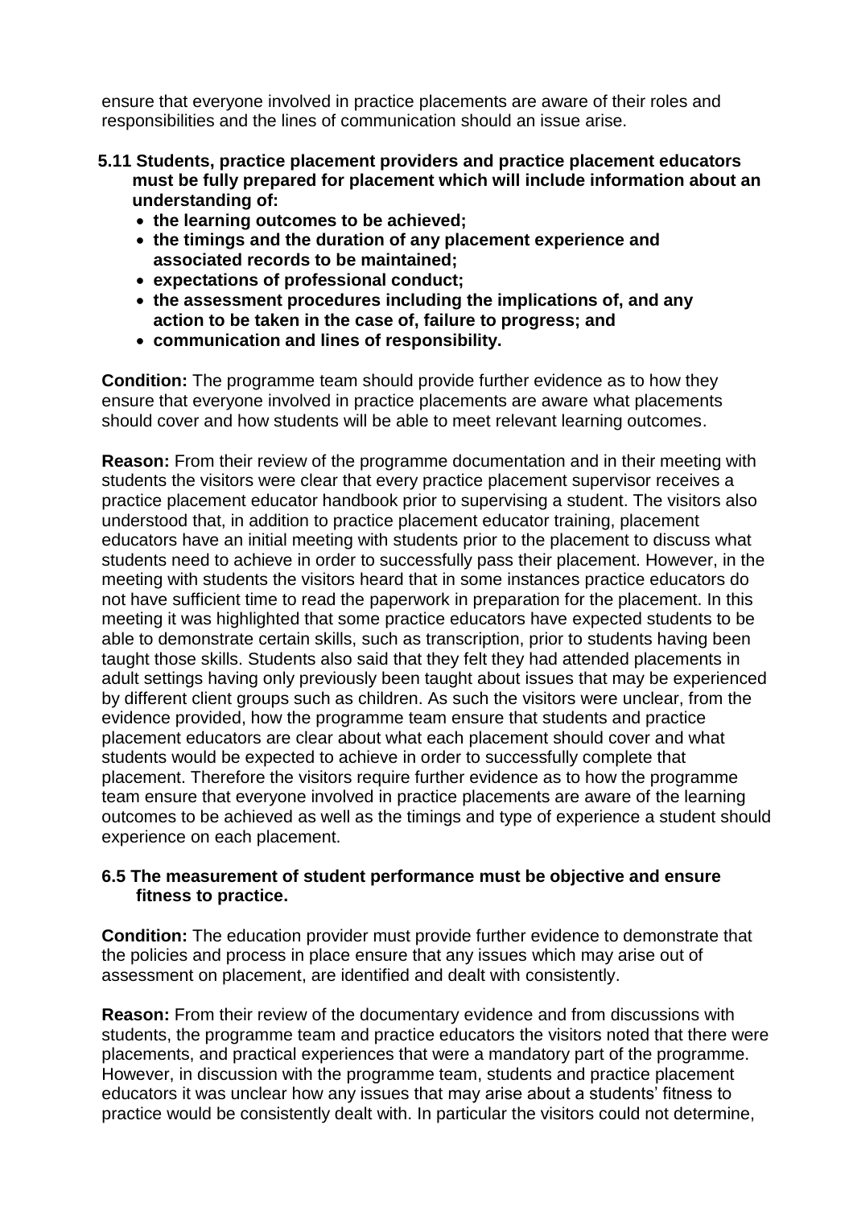ensure that everyone involved in practice placements are aware of their roles and responsibilities and the lines of communication should an issue arise.

**5.11 Students, practice placement providers and practice placement educators must be fully prepared for placement which will include information about an understanding of:**

- **the learning outcomes to be achieved;**
- **the timings and the duration of any placement experience and associated records to be maintained;**
- **expectations of professional conduct;**
- **the assessment procedures including the implications of, and any action to be taken in the case of, failure to progress; and**
- **communication and lines of responsibility.**

**Condition:** The programme team should provide further evidence as to how they ensure that everyone involved in practice placements are aware what placements should cover and how students will be able to meet relevant learning outcomes.

**Reason:** From their review of the programme documentation and in their meeting with students the visitors were clear that every practice placement supervisor receives a practice placement educator handbook prior to supervising a student. The visitors also understood that, in addition to practice placement educator training, placement educators have an initial meeting with students prior to the placement to discuss what students need to achieve in order to successfully pass their placement. However, in the meeting with students the visitors heard that in some instances practice educators do not have sufficient time to read the paperwork in preparation for the placement. In this meeting it was highlighted that some practice educators have expected students to be able to demonstrate certain skills, such as transcription, prior to students having been taught those skills. Students also said that they felt they had attended placements in adult settings having only previously been taught about issues that may be experienced by different client groups such as children. As such the visitors were unclear, from the evidence provided, how the programme team ensure that students and practice placement educators are clear about what each placement should cover and what students would be expected to achieve in order to successfully complete that placement. Therefore the visitors require further evidence as to how the programme team ensure that everyone involved in practice placements are aware of the learning outcomes to be achieved as well as the timings and type of experience a student should experience on each placement.

**6.5 The measurement of student performance must be objective and ensure fitness to practice.**

**Condition:** The education provider must provide further evidence to demonstrate that the policies and process in place ensure that any issues which may arise out of assessment on placement, are identified and dealt with consistently.

**Reason:** From their review of the documentary evidence and from discussions with students, the programme team and practice educators the visitors noted that there were placements, and practical experiences that were a mandatory part of the programme. However, in discussion with the programme team, students and practice placement educators it was unclear how any issues that may arise about a students' fitness to practice would be consistently dealt with. In particular the visitors could not determine,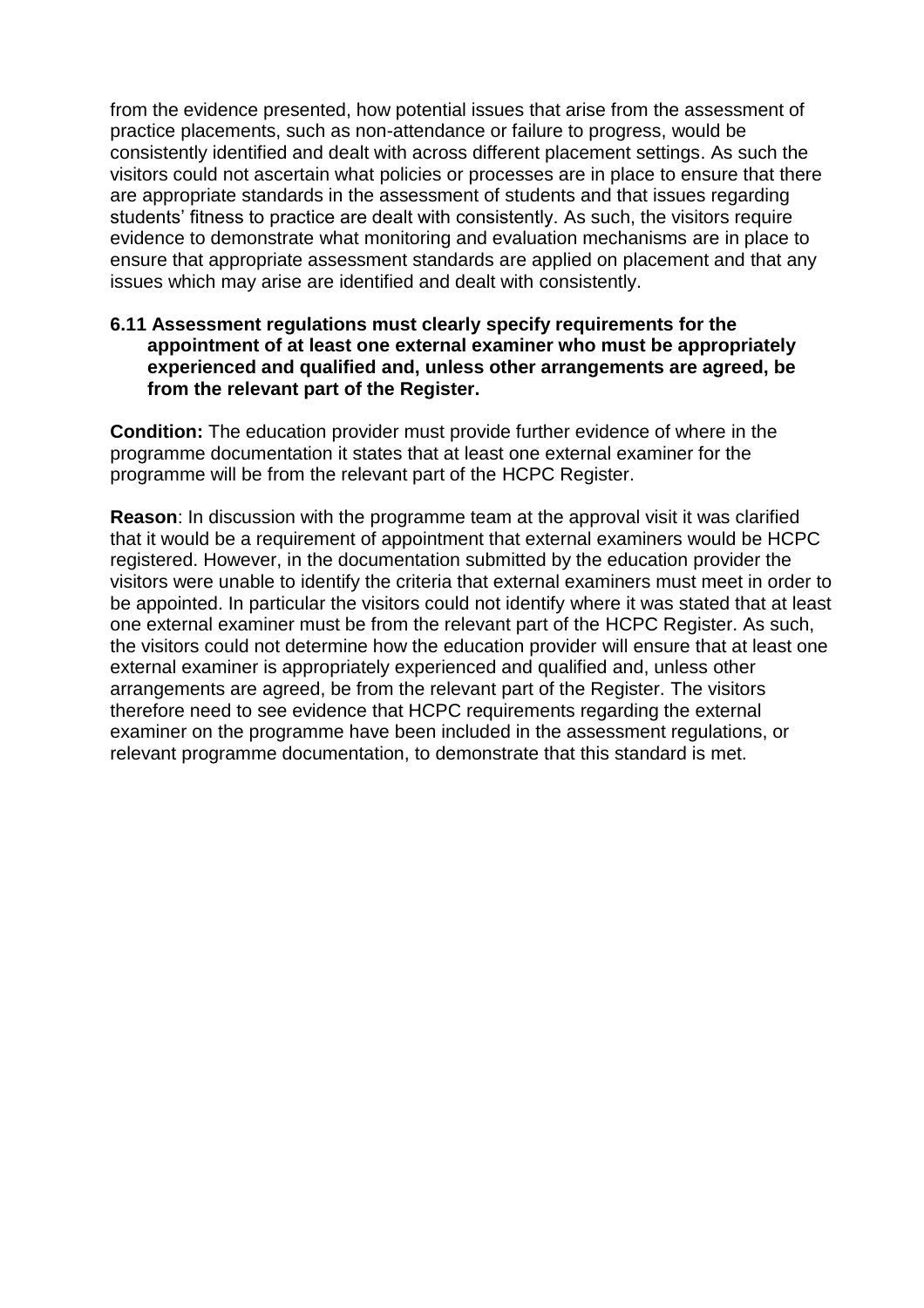from the evidence presented, how potential issues that arise from the assessment of practice placements, such as non-attendance or failure to progress, would be consistently identified and dealt with across different placement settings. As such the visitors could not ascertain what policies or processes are in place to ensure that there are appropriate standards in the assessment of students and that issues regarding students' fitness to practice are dealt with consistently. As such, the visitors require evidence to demonstrate what monitoring and evaluation mechanisms are in place to ensure that appropriate assessment standards are applied on placement and that any issues which may arise are identified and dealt with consistently.

**6.11 Assessment regulations must clearly specify requirements for the appointment of at least one external examiner who must be appropriately experienced and qualified and, unless other arrangements are agreed, be from the relevant part of the Register.**

**Condition:** The education provider must provide further evidence of where in the programme documentation it states that at least one external examiner for the programme will be from the relevant part of the HCPC Register.

**Reason**: In discussion with the programme team at the approval visit it was clarified that it would be a requirement of appointment that external examiners would be HCPC registered. However, in the documentation submitted by the education provider the visitors were unable to identify the criteria that external examiners must meet in order to be appointed. In particular the visitors could not identify where it was stated that at least one external examiner must be from the relevant part of the HCPC Register. As such, the visitors could not determine how the education provider will ensure that at least one external examiner is appropriately experienced and qualified and, unless other arrangements are agreed, be from the relevant part of the Register. The visitors therefore need to see evidence that HCPC requirements regarding the external examiner on the programme have been included in the assessment regulations, or relevant programme documentation, to demonstrate that this standard is met.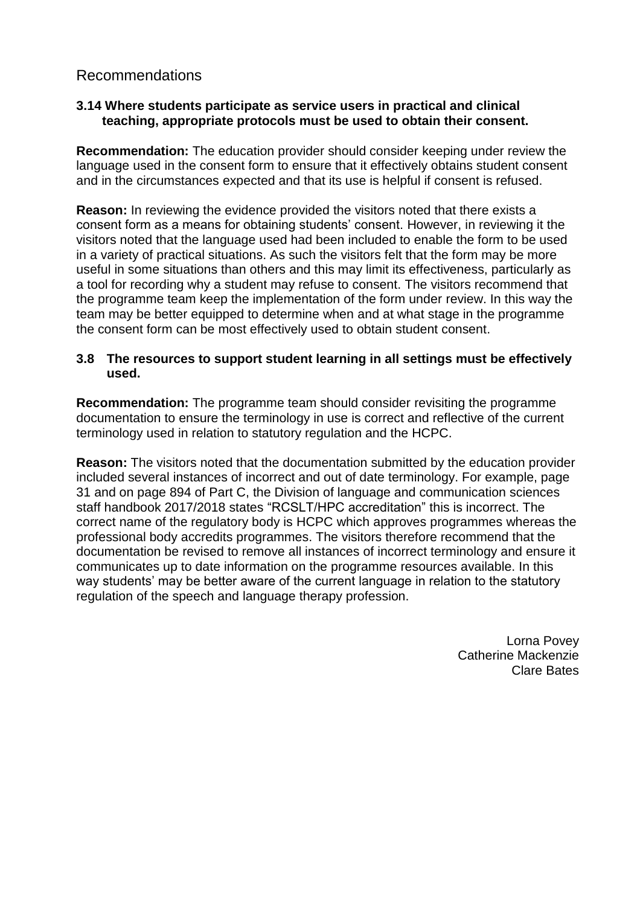## Recommendations

**3.14 Where students participate as service users in practical and clinical teaching, appropriate protocols must be used to obtain their consent.**

**Recommendation:** The education provider should consider keeping under review the language used in the consent form to ensure that it effectively obtains student consent and in the circumstances expected and that its use is helpful if consent is refused.

**Reason:** In reviewing the evidence provided the visitors noted that there exists a consent form as a means for obtaining students' consent. However, in reviewing it the visitors noted that the language used had been included to enable the form to be used in a variety of practical situations. As such the visitors felt that the form may be more useful in some situations than others and this may limit its effectiveness, particularly as a tool for recording why a student may refuse to consent. The visitors recommend that the programme team keep the implementation of the form under review. In this way the team may be better equipped to determine when and at what stage in the programme the consent form can be most effectively used to obtain student consent.

**3.8 The resources to support student learning in all settings must be effectively used.**

**Recommendation:** The programme team should consider revisiting the programme documentation to ensure the terminology in use is correct and reflective of the current terminology used in relation to statutory regulation and the HCPC.

**Reason:** The visitors noted that the documentation submitted by the education provider included several instances of incorrect and out of date terminology. For example, page 31 and on page 894 of Part C, the Division of language and communication sciences staff handbook 2017/2018 states "RCSLT/HPC accreditation" this is incorrect. The correct name of the regulatory body is HCPC which approves programmes whereas the professional body accredits programmes. The visitors therefore recommend that the documentation be revised to remove all instances of incorrect terminology and ensure it communicates up to date information on the programme resources available. In this way students' may be better aware of the current language in relation to the statutory regulation of the speech and language therapy profession.

Lorna Povey
Catherine Mackenzie
Clare Bates